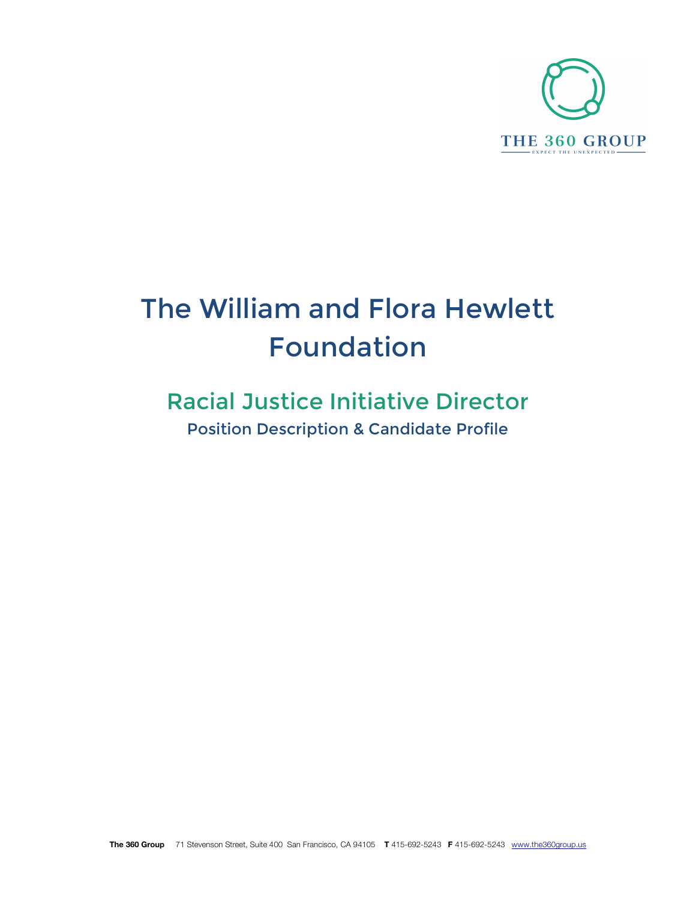# The William and Flora Hewlett Foundation

## Racial Justice Initiative Director

### Position Description & Candidate Profile

**The 360 Group** 71 Stevenson Street, Suite 400 San Francisco, CA 94105 **T** 415-692-5243 **F** 415-692-5243 www.the360group.us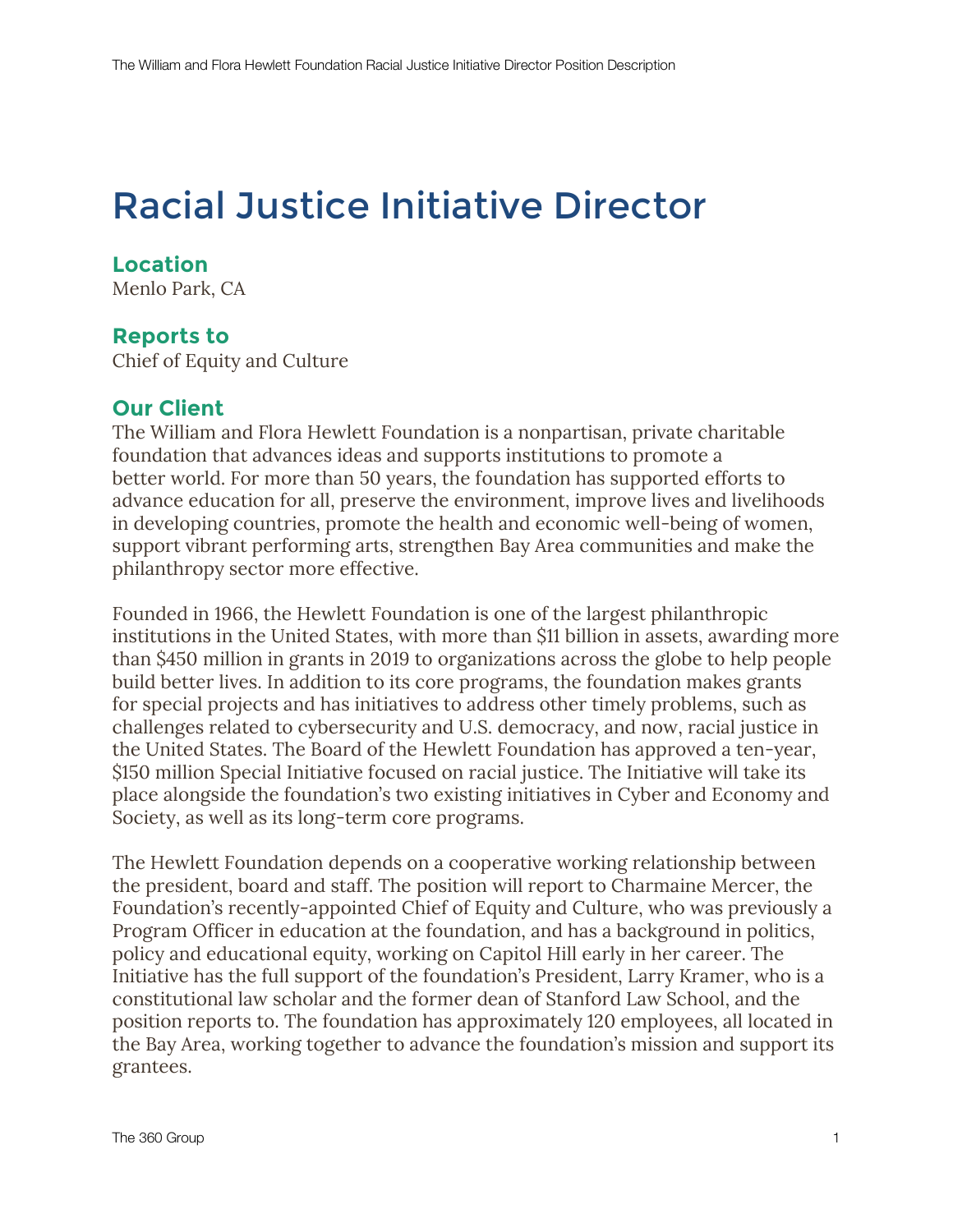# Racial Justice Initiative Director

## Location
Menlo Park, CA

## Reports to
Chief of Equity and Culture

## Our Client
The William and Flora Hewlett Foundation is a nonpartisan, private charitable foundation that advances ideas and supports institutions to promote a better world. For more than 50 years, the foundation has supported efforts to advance education for all, preserve the environment, improve lives and livelihoods in developing countries, promote the health and economic well-being of women, support vibrant performing arts, strengthen Bay Area communities and make the philanthropy sector more effective.

Founded in 1966, the Hewlett Foundation is one of the largest philanthropic institutions in the United States, with more than $11 billion in assets, awarding more than $450 million in grants in 2019 to organizations across the globe to help people build better lives. In addition to its core programs, the foundation makes grants for special projects and has initiatives to address other timely problems, such as challenges related to cybersecurity and U.S. democracy, and now, racial justice in the United States. The Board of the Hewlett Foundation has approved a ten-year, $150 million Special Initiative focused on racial justice. The Initiative will take its place alongside the foundation's two existing initiatives in Cyber and Economy and Society, as well as its long-term core programs.

The Hewlett Foundation depends on a cooperative working relationship between the president, board and staff. The position will report to Charmaine Mercer, the Foundation's recently-appointed Chief of Equity and Culture, who was previously a Program Officer in education at the foundation, and has a background in politics, policy and educational equity, working on Capitol Hill early in her career. The Initiative has the full support of the foundation's President, Larry Kramer, who is a constitutional law scholar and the former dean of Stanford Law School, and the position reports to. The foundation has approximately 120 employees, all located in the Bay Area, working together to advance the foundation's mission and support its grantees.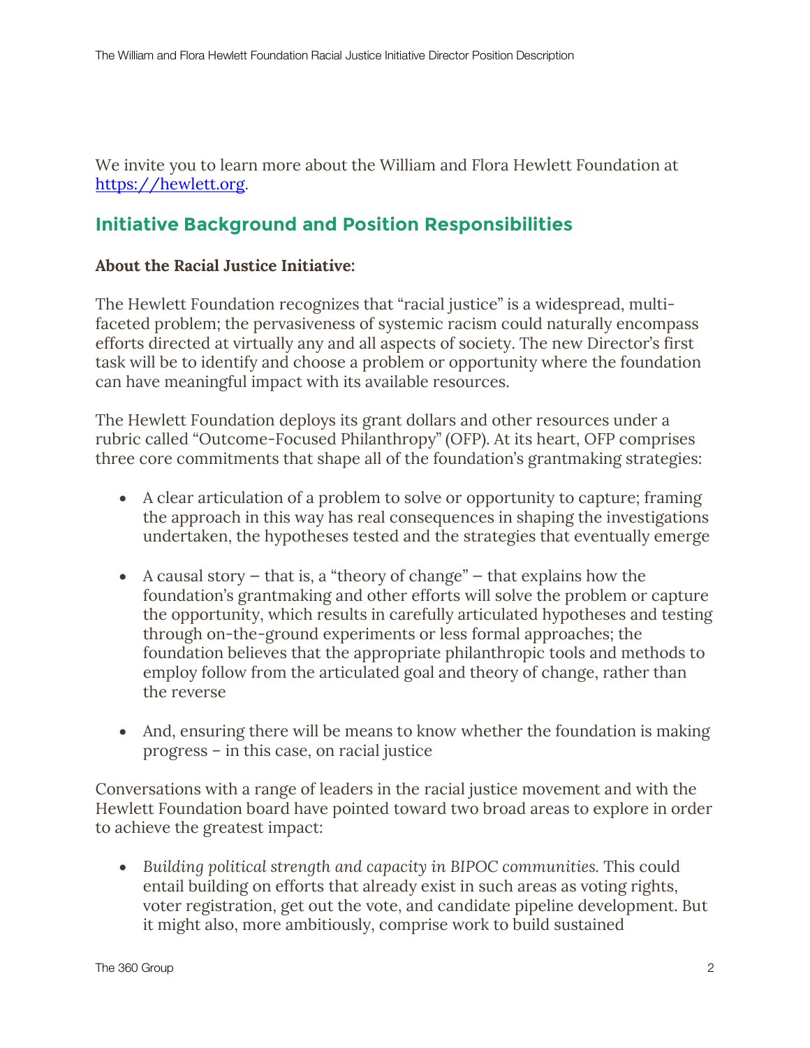We invite you to learn more about the William and Flora Hewlett Foundation at [https://hewlett.org](https://hewlett.org).

## Initiative Background and Position Responsibilities

**About the Racial Justice Initiative:**

The Hewlett Foundation recognizes that "racial justice" is a widespread, multi-faceted problem; the pervasiveness of systemic racism could naturally encompass efforts directed at virtually any and all aspects of society. The new Director's first task will be to identify and choose a problem or opportunity where the foundation can have meaningful impact with its available resources.

The Hewlett Foundation deploys its grant dollars and other resources under a rubric called "Outcome-Focused Philanthropy" (OFP). At its heart, OFP comprises three core commitments that shape all of the foundation's grantmaking strategies:

- A clear articulation of a problem to solve or opportunity to capture; framing the approach in this way has real consequences in shaping the investigations undertaken, the hypotheses tested and the strategies that eventually emerge

- A causal story – that is, a "theory of change" – that explains how the foundation's grantmaking and other efforts will solve the problem or capture the opportunity, which results in carefully articulated hypotheses and testing through on-the-ground experiments or less formal approaches; the foundation believes that the appropriate philanthropic tools and methods to employ follow from the articulated goal and theory of change, rather than the reverse

- And, ensuring there will be means to know whether the foundation is making progress – in this case, on racial justice

Conversations with a range of leaders in the racial justice movement and with the Hewlett Foundation board have pointed toward two broad areas to explore in order to achieve the greatest impact:

- *Building political strength and capacity in BIPOC communities.* This could entail building on efforts that already exist in such areas as voting rights, voter registration, get out the vote, and candidate pipeline development. But it might also, more ambitiously, comprise work to build sustained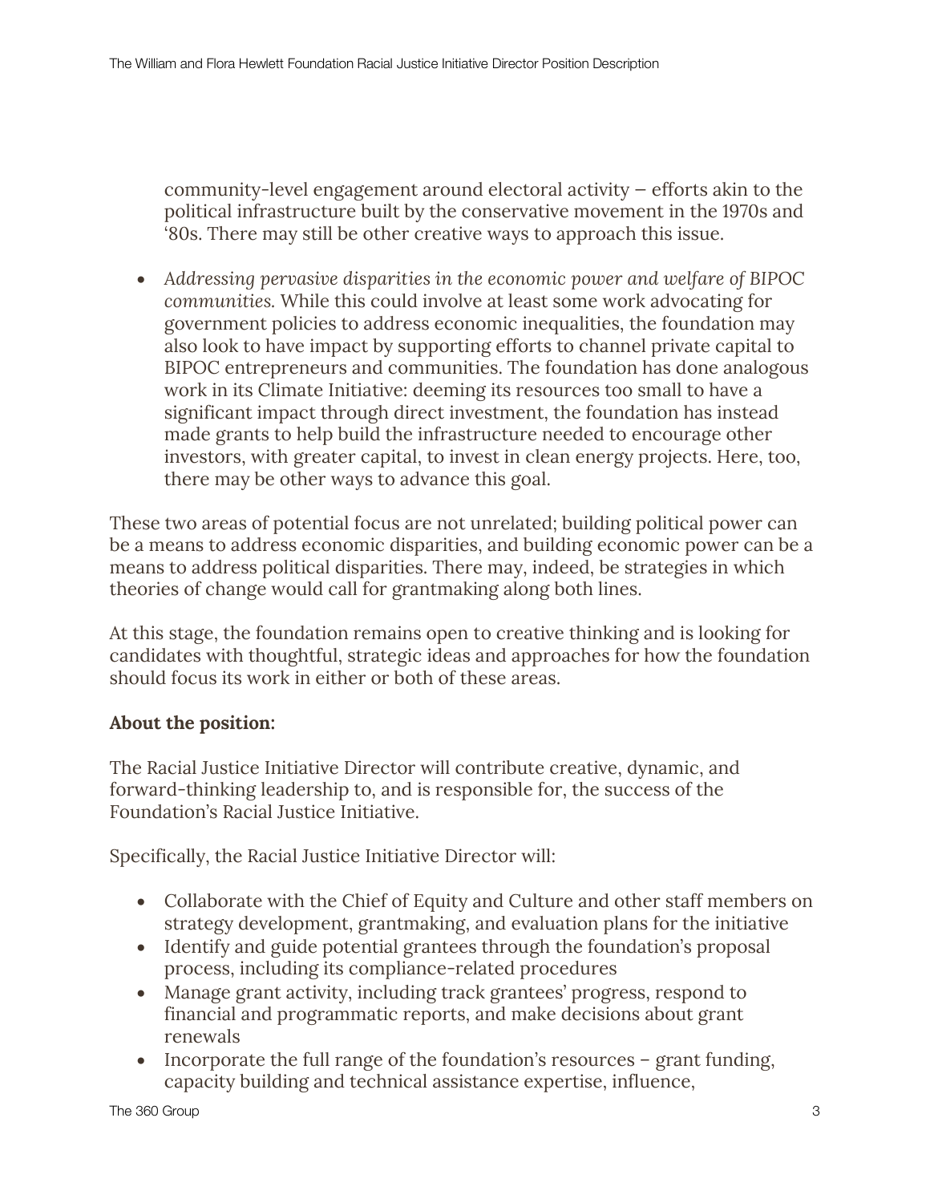community-level engagement around electoral activity – efforts akin to the political infrastructure built by the conservative movement in the 1970s and '80s. There may still be other creative ways to approach this issue.

- *Addressing pervasive disparities in the economic power and welfare of BIPOC communities.* While this could involve at least some work advocating for government policies to address economic inequalities, the foundation may also look to have impact by supporting efforts to channel private capital to BIPOC entrepreneurs and communities. The foundation has done analogous work in its Climate Initiative: deeming its resources too small to have a significant impact through direct investment, the foundation has instead made grants to help build the infrastructure needed to encourage other investors, with greater capital, to invest in clean energy projects. Here, too, there may be other ways to advance this goal.

These two areas of potential focus are not unrelated; building political power can be a means to address economic disparities, and building economic power can be a means to address political disparities. There may, indeed, be strategies in which theories of change would call for grantmaking along both lines.

At this stage, the foundation remains open to creative thinking and is looking for candidates with thoughtful, strategic ideas and approaches for how the foundation should focus its work in either or both of these areas.

**About the position:**

The Racial Justice Initiative Director will contribute creative, dynamic, and forward-thinking leadership to, and is responsible for, the success of the Foundation's Racial Justice Initiative.

Specifically, the Racial Justice Initiative Director will:

- Collaborate with the Chief of Equity and Culture and other staff members on strategy development, grantmaking, and evaluation plans for the initiative
- Identify and guide potential grantees through the foundation's proposal process, including its compliance-related procedures
- Manage grant activity, including track grantees' progress, respond to financial and programmatic reports, and make decisions about grant renewals
- Incorporate the full range of the foundation's resources – grant funding, capacity building and technical assistance expertise, influence,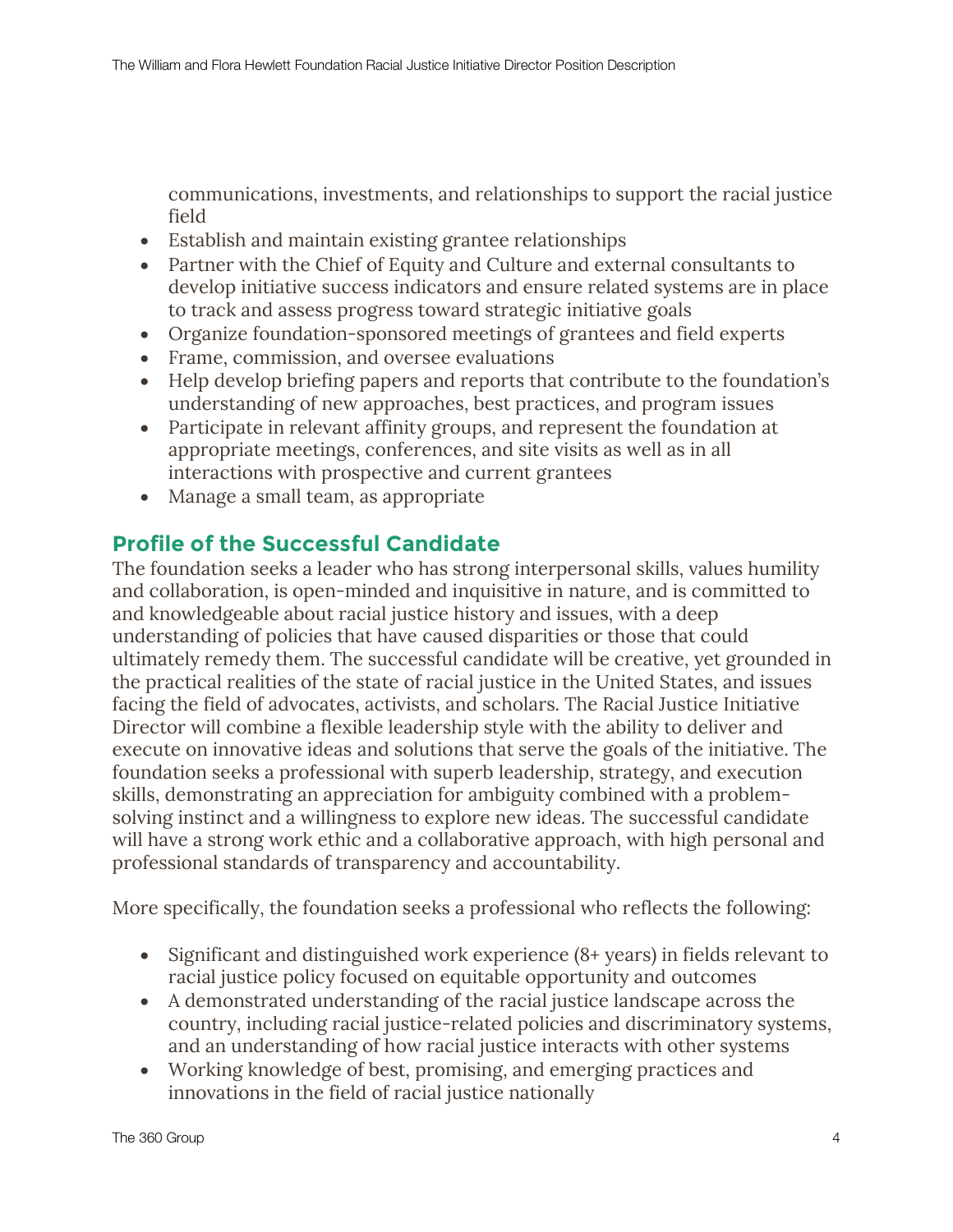communications, investments, and relationships to support the racial justice field
- Establish and maintain existing grantee relationships
- Partner with the Chief of Equity and Culture and external consultants to develop initiative success indicators and ensure related systems are in place to track and assess progress toward strategic initiative goals
- Organize foundation-sponsored meetings of grantees and field experts
- Frame, commission, and oversee evaluations
- Help develop briefing papers and reports that contribute to the foundation's understanding of new approaches, best practices, and program issues
- Participate in relevant affinity groups, and represent the foundation at appropriate meetings, conferences, and site visits as well as in all interactions with prospective and current grantees
- Manage a small team, as appropriate

## Profile of the Successful Candidate

The foundation seeks a leader who has strong interpersonal skills, values humility and collaboration, is open-minded and inquisitive in nature, and is committed to and knowledgeable about racial justice history and issues, with a deep understanding of policies that have caused disparities or those that could ultimately remedy them. The successful candidate will be creative, yet grounded in the practical realities of the state of racial justice in the United States, and issues facing the field of advocates, activists, and scholars. The Racial Justice Initiative Director will combine a flexible leadership style with the ability to deliver and execute on innovative ideas and solutions that serve the goals of the initiative. The foundation seeks a professional with superb leadership, strategy, and execution skills, demonstrating an appreciation for ambiguity combined with a problem-solving instinct and a willingness to explore new ideas. The successful candidate will have a strong work ethic and a collaborative approach, with high personal and professional standards of transparency and accountability.

More specifically, the foundation seeks a professional who reflects the following:

- Significant and distinguished work experience (8+ years) in fields relevant to racial justice policy focused on equitable opportunity and outcomes
- A demonstrated understanding of the racial justice landscape across the country, including racial justice-related policies and discriminatory systems, and an understanding of how racial justice interacts with other systems
- Working knowledge of best, promising, and emerging practices and innovations in the field of racial justice nationally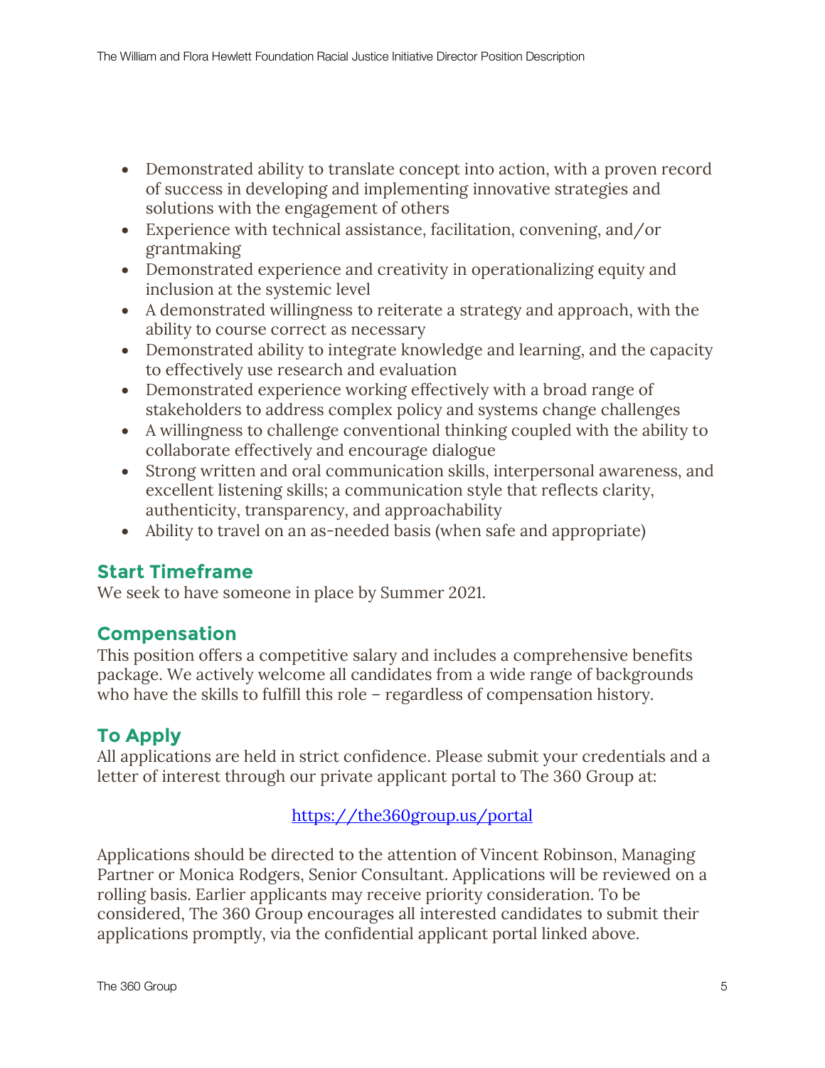- Demonstrated ability to translate concept into action, with a proven record of success in developing and implementing innovative strategies and solutions with the engagement of others
- Experience with technical assistance, facilitation, convening, and/or grantmaking
- Demonstrated experience and creativity in operationalizing equity and inclusion at the systemic level
- A demonstrated willingness to reiterate a strategy and approach, with the ability to course correct as necessary
- Demonstrated ability to integrate knowledge and learning, and the capacity to effectively use research and evaluation
- Demonstrated experience working effectively with a broad range of stakeholders to address complex policy and systems change challenges
- A willingness to challenge conventional thinking coupled with the ability to collaborate effectively and encourage dialogue
- Strong written and oral communication skills, interpersonal awareness, and excellent listening skills; a communication style that reflects clarity, authenticity, transparency, and approachability
- Ability to travel on an as-needed basis (when safe and appropriate)

## Start Timeframe

We seek to have someone in place by Summer 2021.

## Compensation

This position offers a competitive salary and includes a comprehensive benefits package. We actively welcome all candidates from a wide range of backgrounds who have the skills to fulfill this role – regardless of compensation history.

## To Apply

All applications are held in strict confidence. Please submit your credentials and a letter of interest through our private applicant portal to The 360 Group at:

https://the360group.us/portal

Applications should be directed to the attention of Vincent Robinson, Managing Partner or Monica Rodgers, Senior Consultant. Applications will be reviewed on a rolling basis. Earlier applicants may receive priority consideration. To be considered, The 360 Group encourages all interested candidates to submit their applications promptly, via the confidential applicant portal linked above.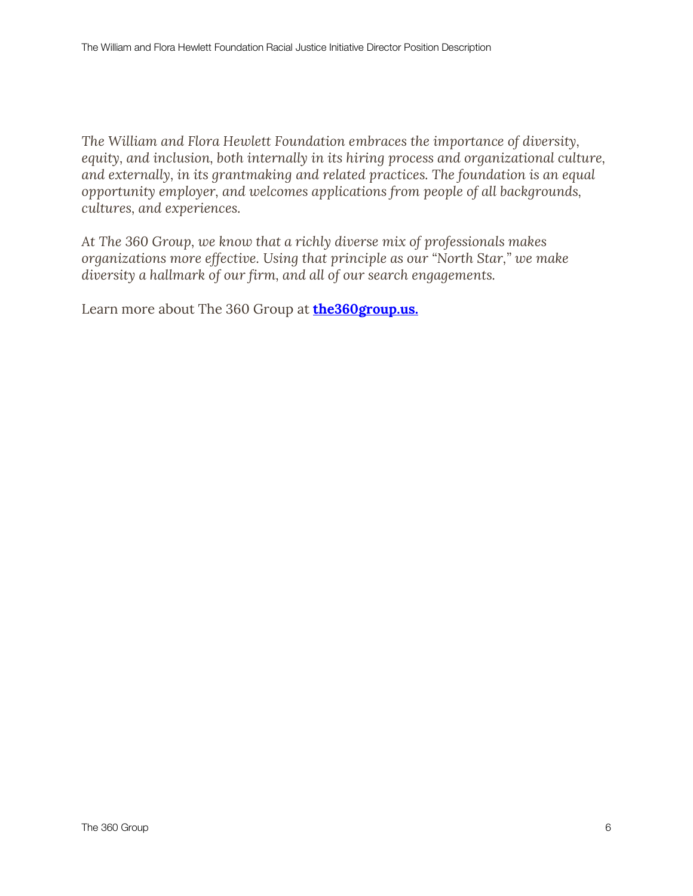*The William and Flora Hewlett Foundation embraces the importance of diversity, equity, and inclusion, both internally in its hiring process and organizational culture, and externally, in its grantmaking and related practices. The foundation is an equal opportunity employer, and welcomes applications from people of all backgrounds, cultures, and experiences.*

*At The 360 Group, we know that a richly diverse mix of professionals makes organizations more effective. Using that principle as our "North Star," we make diversity a hallmark of our firm, and all of our search engagements.*

Learn more about The 360 Group at **the360group.us.**